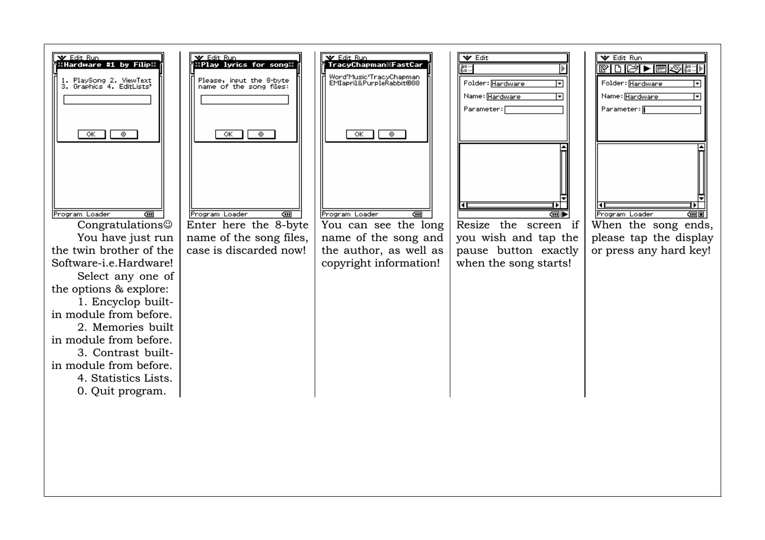| | | | | |
|---|---|---|---|---|
| Edit Run<br>Hardware #1 by Filip<br>1. PlaySong 2. ViewText<br>3. Graphics 4. EditLists'<br>OK ⊗<br>Program Loader | Edit Run<br>Play lyrics for song<br>Please, input the 8-byte name of the song files:<br>OK ⊗<br>Program Loader | Edit Run<br>TracyChapman※FastCar<br>Word'Music'TracyChapman EMIapril&PurpleRabbit©88<br>OK ⊗<br>Program Loader | Edit<br>Folder: Hardware<br>Name: Hardware<br>Parameter: | Edit Run<br>Folder: Hardware<br>Name: Hardware<br>Parameter:<br>Program Loader |
| Congratulations☺<br>You have just run the twin brother of the Software-i.e.Hardware!<br>Select any one of the options & explore:<br>1. Encyclop built-in module from before.<br>2. Memories built in module from before.<br>3. Contrast built-in module from before.<br>4. Statistics Lists.<br>0. Quit program. | Enter here the 8-byte name of the song files, case is discarded now! | You can see the long name of the song and the author, as well as copyright information! | Resize the screen if you wish and tap the pause button exactly when the song starts! | When the song ends, please tap the display or press any hard key! |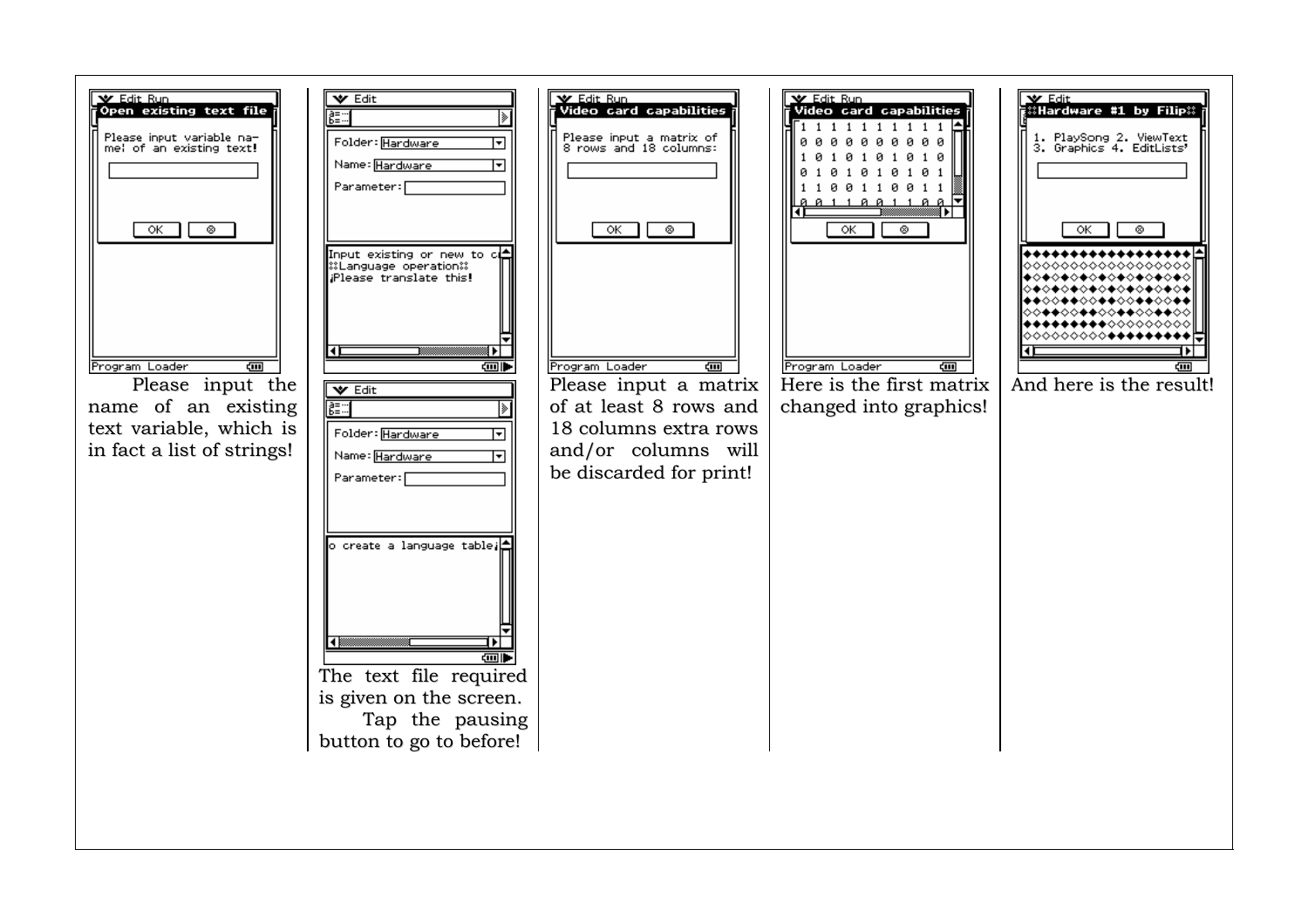| | | | | |
|---|---|---|---|---|
| Please input the name of an existing text variable, which is in fact a list of strings! | The text file required is given on the screen. Tap the pausing button to go to before! | Please input a matrix of at least 8 rows and 18 columns extra rows and/or columns will be discarded for print! | Here is the first matrix changed into graphics! | And here is the result! |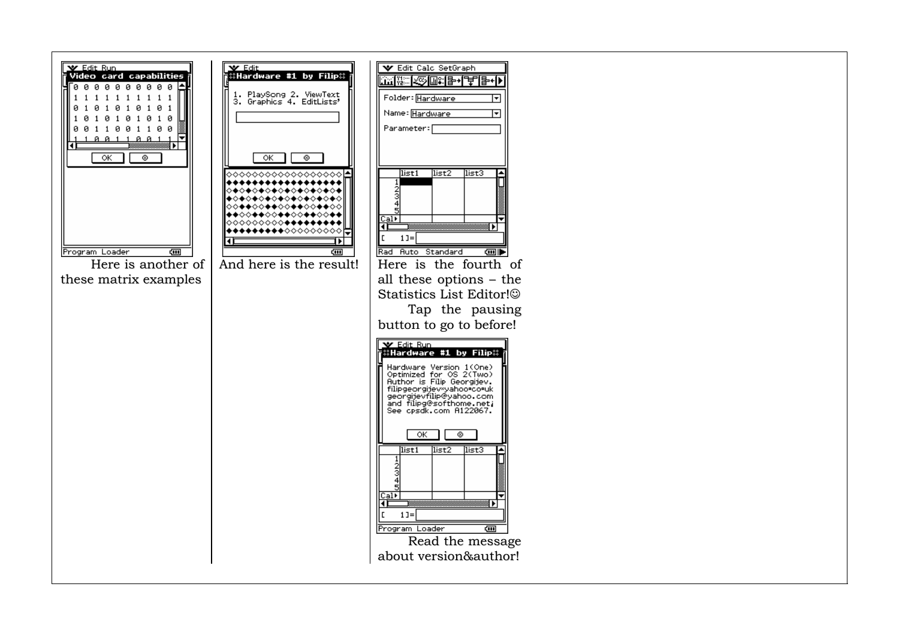Here is another of these matrix examples

And here is the result!

Here is the fourth of all these options – the Statistics List Editor!☺

Tap the pausing button to go to before!

Read the message about version&author!